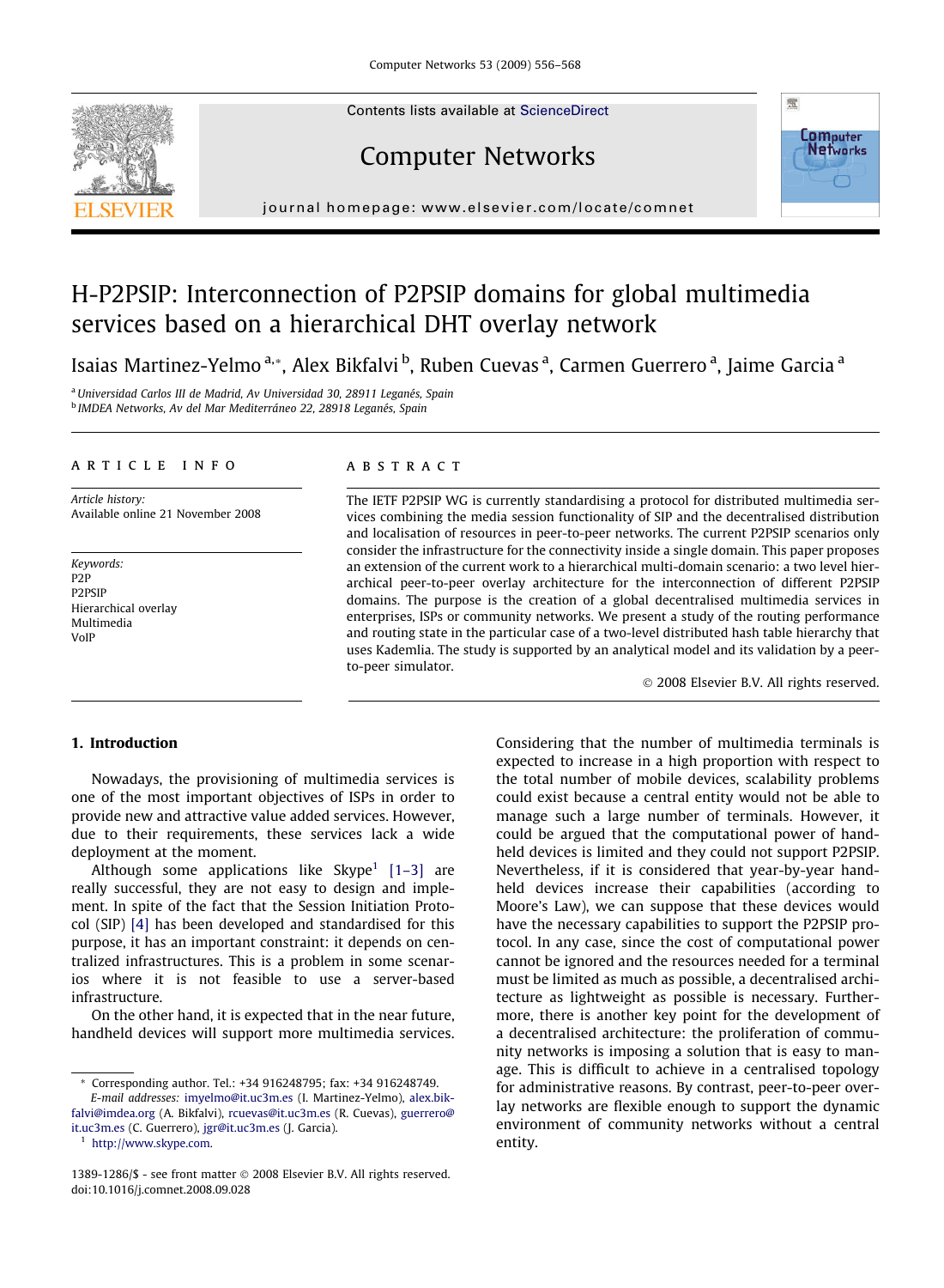Contents lists available at ScienceDirect

# Computer Networks

journal homepage: www.elsevier.com/locate/comnet

# H-P2PSIP: Interconnection of P2PSIP domains for global multimedia services based on a hierarchical DHT overlay network

Isaias Martinez-Yelmo [a,*], Alex Bikfalvi [b], Ruben Cuevas [a], Carmen Guerrero [a], Jaime Garcia [a]

[a] Universidad Carlos III de Madrid, Av Universidad 30, 28911 Leganés, Spain
[b] IMDEA Networks, Av del Mar Mediterráneo 22, 28918 Leganés, Spain

## ARTICLE INFO

*Article history:*
Available online 21 November 2008

*Keywords:*
P2P
P2PSIP
Hierarchical overlay
Multimedia
VoIP

## ABSTRACT

The IETF P2PSIP WG is currently standardising a protocol for distributed multimedia services combining the media session functionality of SIP and the decentralised distribution and localisation of resources in peer-to-peer networks. The current P2PSIP scenarios only consider the infrastructure for the connectivity inside a single domain. This paper proposes an extension of the current work to a hierarchical multi-domain scenario: a two level hierarchical peer-to-peer overlay architecture for the interconnection of different P2PSIP domains. The purpose is the creation of a global decentralised multimedia services in enterprises, ISPs or community networks. We present a study of the routing performance and routing state in the particular case of a two-level distributed hash table hierarchy that uses Kademlia. The study is supported by an analytical model and its validation by a peer-to-peer simulator.

© 2008 Elsevier B.V. All rights reserved.

## 1. Introduction

Nowadays, the provisioning of multimedia services is one of the most important objectives of ISPs in order to provide new and attractive value added services. However, due to their requirements, these services lack a wide deployment at the moment.

Although some applications like Skype[1] [1–3] are really successful, they are not easy to design and implement. In spite of the fact that the Session Initiation Protocol (SIP) [4] has been developed and standardised for this purpose, it has an important constraint: it depends on centralized infrastructures. This is a problem in some scenarios where it is not feasible to use a server-based infrastructure.

On the other hand, it is expected that in the near future, handheld devices will support more multimedia services. Considering that the number of multimedia terminals is expected to increase in a high proportion with respect to the total number of mobile devices, scalability problems could exist because a central entity would not be able to manage such a large number of terminals. However, it could be argued that the computational power of handheld devices is limited and they could not support P2PSIP. Nevertheless, if it is considered that year-by-year handheld devices increase their capabilities (according to Moore's Law), we can suppose that these devices would have the necessary capabilities to support the P2PSIP protocol. In any case, since the cost of computational power cannot be ignored and the resources needed for a terminal must be limited as much as possible, a decentralised architecture as lightweight as possible is necessary. Furthermore, there is another key point for the development of a decentralised architecture: the proliferation of community networks is imposing a solution that is easy to manage. This is difficult to achieve in a centralised topology for administrative reasons. By contrast, peer-to-peer overlay networks are flexible enough to support the dynamic environment of community networks without a central entity.

---

\* Corresponding author. Tel.: +34 916248795; fax: +34 916248749.
*E-mail addresses:* imyelmo@it.uc3m.es (I. Martinez-Yelmo), alex.bikfalvi@imdea.org (A. Bikfalvi), rcuevas@it.uc3m.es (R. Cuevas), guerrero@it.uc3m.es (C. Guerrero), jgr@it.uc3m.es (J. Garcia).

[1] http://www.skype.com.

1389-1286/$ - see front matter © 2008 Elsevier B.V. All rights reserved.
doi:10.1016/j.comnet.2008.09.028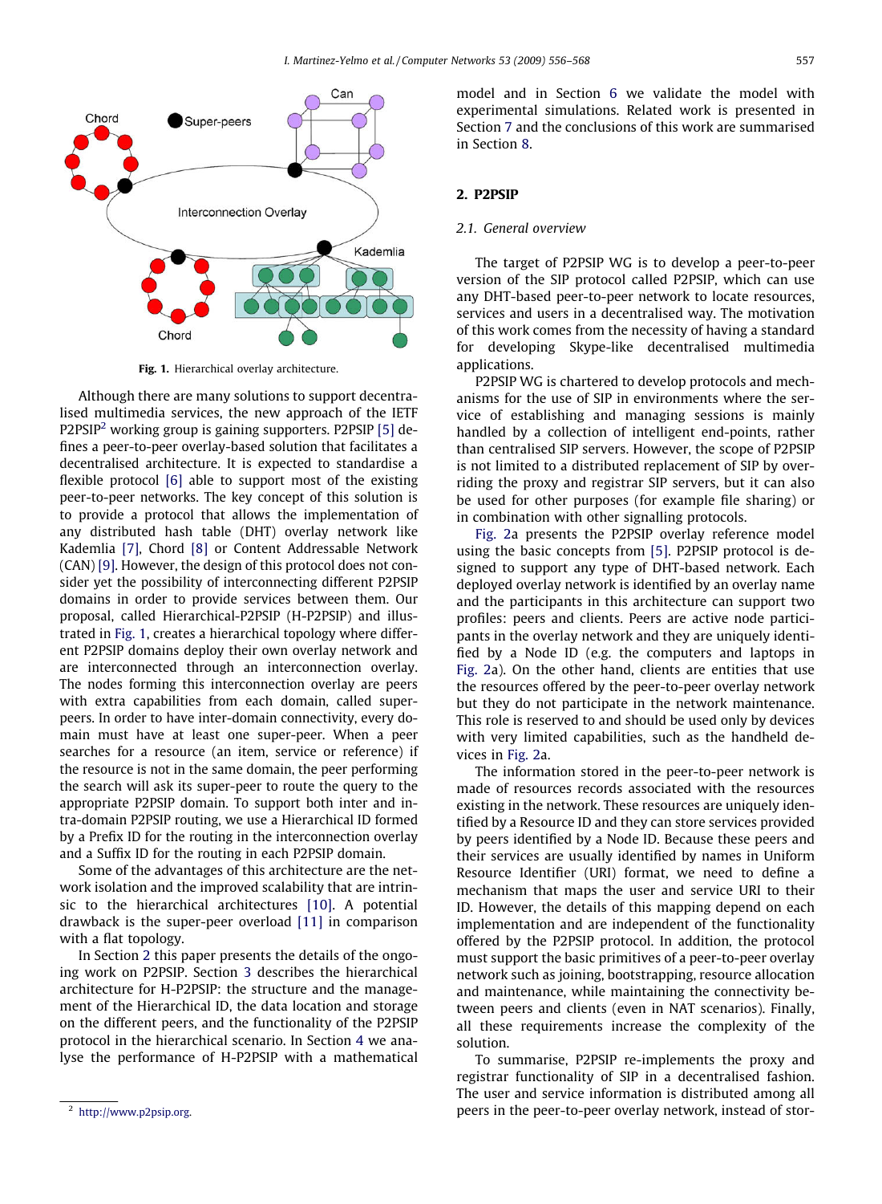Fig. 1. Hierarchical overlay architecture.

Although there are many solutions to support decentralised multimedia services, the new approach of the IETF P2PSIP[2] working group is gaining supporters. P2PSIP [5] defines a peer-to-peer overlay-based solution that facilitates a decentralised architecture. It is expected to standardise a flexible protocol [6] able to support most of the existing peer-to-peer networks. The key concept of this solution is to provide a protocol that allows the implementation of any distributed hash table (DHT) overlay network like Kademlia [7], Chord [8] or Content Addressable Network (CAN) [9]. However, the design of this protocol does not consider yet the possibility of interconnecting different P2PSIP domains in order to provide services between them. Our proposal, called Hierarchical-P2PSIP (H-P2PSIP) and illustrated in Fig. 1, creates a hierarchical topology where different P2PSIP domains deploy their own overlay network and are interconnected through an interconnection overlay. The nodes forming this interconnection overlay are peers with extra capabilities from each domain, called super-peers. In order to have inter-domain connectivity, every domain must have at least one super-peer. When a peer searches for a resource (an item, service or reference) if the resource is not in the same domain, the peer performing the search will ask its super-peer to route the query to the appropriate P2PSIP domain. To support both inter and intra-domain P2PSIP routing, we use a Hierarchical ID formed by a Prefix ID for the routing in the interconnection overlay and a Suffix ID for the routing in each P2PSIP domain.

Some of the advantages of this architecture are the network isolation and the improved scalability that are intrinsic to the hierarchical architectures [10]. A potential drawback is the super-peer overload [11] in comparison with a flat topology.

In Section 2 this paper presents the details of the ongoing work on P2PSIP. Section 3 describes the hierarchical architecture for H-P2PSIP: the structure and the management of the Hierarchical ID, the data location and storage on the different peers, and the functionality of the P2PSIP protocol in the hierarchical scenario. In Section 4 we analyse the performance of H-P2PSIP with a mathematical model and in Section 6 we validate the model with experimental simulations. Related work is presented in Section 7 and the conclusions of this work are summarised in Section 8.

## 2. P2PSIP

### 2.1. General overview

The target of P2PSIP WG is to develop a peer-to-peer version of the SIP protocol called P2PSIP, which can use any DHT-based peer-to-peer network to locate resources, services and users in a decentralised way. The motivation of this work comes from the necessity of having a standard for developing Skype-like decentralised multimedia applications.

P2PSIP WG is chartered to develop protocols and mechanisms for the use of SIP in environments where the service of establishing and managing sessions is mainly handled by a collection of intelligent end-points, rather than centralised SIP servers. However, the scope of P2PSIP is not limited to a distributed replacement of SIP by overriding the proxy and registrar SIP servers, but it can also be used for other purposes (for example file sharing) or in combination with other signalling protocols.

Fig. 2a presents the P2PSIP overlay reference model using the basic concepts from [5]. P2PSIP protocol is designed to support any type of DHT-based network. Each deployed overlay network is identified by an overlay name and the participants in this architecture can support two profiles: peers and clients. Peers are active node participants in the overlay network and they are uniquely identified by a Node ID (e.g. the computers and laptops in Fig. 2a). On the other hand, clients are entities that use the resources offered by the peer-to-peer overlay network but they do not participate in the network maintenance. This role is reserved to and should be used only by devices with very limited capabilities, such as the handheld devices in Fig. 2a.

The information stored in the peer-to-peer network is made of resources records associated with the resources existing in the network. These resources are uniquely identified by a Resource ID and they can store services provided by peers identified by a Node ID. Because these peers and their services are usually identified by names in Uniform Resource Identifier (URI) format, we need to define a mechanism that maps the user and service URI to their ID. However, the details of this mapping depend on each implementation and are independent of the functionality offered by the P2PSIP protocol. In addition, the protocol must support the basic primitives of a peer-to-peer overlay network such as joining, bootstrapping, resource allocation and maintenance, while maintaining the connectivity between peers and clients (even in NAT scenarios). Finally, all these requirements increase the complexity of the solution.

To summarise, P2PSIP re-implements the proxy and registrar functionality of SIP in a decentralised fashion. The user and service information is distributed among all peers in the peer-to-peer overlay network, instead of stor-

[2] http://www.p2psip.org.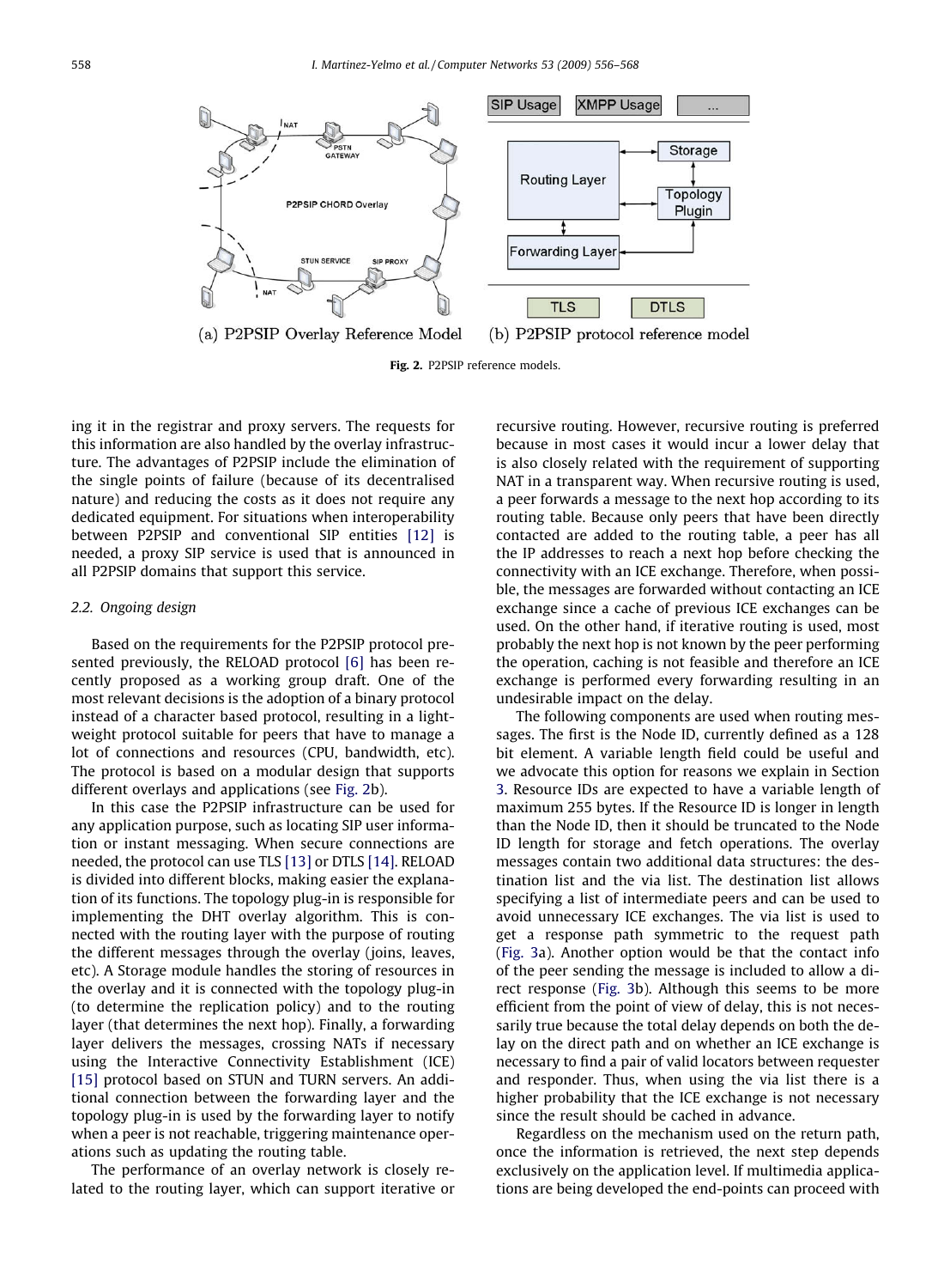(a) P2PSIP Overlay Reference Model (b) P2PSIP protocol reference model

**Fig. 2.** P2PSIP reference models.

ing it in the registrar and proxy servers. The requests for this information are also handled by the overlay infrastructure. The advantages of P2PSIP include the elimination of the single points of failure (because of its decentralised nature) and reducing the costs as it does not require any dedicated equipment. For situations when interoperability between P2PSIP and conventional SIP entities [12] is needed, a proxy SIP service is used that is announced in all P2PSIP domains that support this service.

### 2.2. Ongoing design

Based on the requirements for the P2PSIP protocol presented previously, the RELOAD protocol [6] has been recently proposed as a working group draft. One of the most relevant decisions is the adoption of a binary protocol instead of a character based protocol, resulting in a lightweight protocol suitable for peers that have to manage a lot of connections and resources (CPU, bandwidth, etc). The protocol is based on a modular design that supports different overlays and applications (see Fig. 2b).

In this case the P2PSIP infrastructure can be used for any application purpose, such as locating SIP user information or instant messaging. When secure connections are needed, the protocol can use TLS [13] or DTLS [14]. RELOAD is divided into different blocks, making easier the explanation of its functions. The topology plug-in is responsible for implementing the DHT overlay algorithm. This is connected with the routing layer with the purpose of routing the different messages through the overlay (joins, leaves, etc). A Storage module handles the storing of resources in the overlay and it is connected with the topology plug-in (to determine the replication policy) and to the routing layer (that determines the next hop). Finally, a forwarding layer delivers the messages, crossing NATs if necessary using the Interactive Connectivity Establishment (ICE) [15] protocol based on STUN and TURN servers. An additional connection between the forwarding layer and the topology plug-in is used by the forwarding layer to notify when a peer is not reachable, triggering maintenance operations such as updating the routing table.

The performance of an overlay network is closely related to the routing layer, which can support iterative or recursive routing. However, recursive routing is preferred because in most cases it would incur a lower delay that is also closely related with the requirement of supporting NAT in a transparent way. When recursive routing is used, a peer forwards a message to the next hop according to its routing table. Because only peers that have been directly contacted are added to the routing table, a peer has all the IP addresses to reach a next hop before checking the connectivity with an ICE exchange. Therefore, when possible, the messages are forwarded without contacting an ICE exchange since a cache of previous ICE exchanges can be used. On the other hand, if iterative routing is used, most probably the next hop is not known by the peer performing the operation, caching is not feasible and therefore an ICE exchange is performed every forwarding resulting in an undesirable impact on the delay.

The following components are used when routing messages. The first is the Node ID, currently defined as a 128 bit element. A variable length field could be useful and we advocate this option for reasons we explain in Section 3. Resource IDs are expected to have a variable length of maximum 255 bytes. If the Resource ID is longer in length than the Node ID, then it should be truncated to the Node ID length for storage and fetch operations. The overlay messages contain two additional data structures: the destination list and the via list. The destination list allows specifying a list of intermediate peers and can be used to avoid unnecessary ICE exchanges. The via list is used to get a response path symmetric to the request path (Fig. 3a). Another option would be that the contact info of the peer sending the message is included to allow a direct response (Fig. 3b). Although this seems to be more efficient from the point of view of delay, this is not necessarily true because the total delay depends on both the delay on the direct path and on whether an ICE exchange is necessary to find a pair of valid locators between requester and responder. Thus, when using the via list there is a higher probability that the ICE exchange is not necessary since the result should be cached in advance.

Regardless on the mechanism used on the return path, once the information is retrieved, the next step depends exclusively on the application level. If multimedia applications are being developed the end-points can proceed with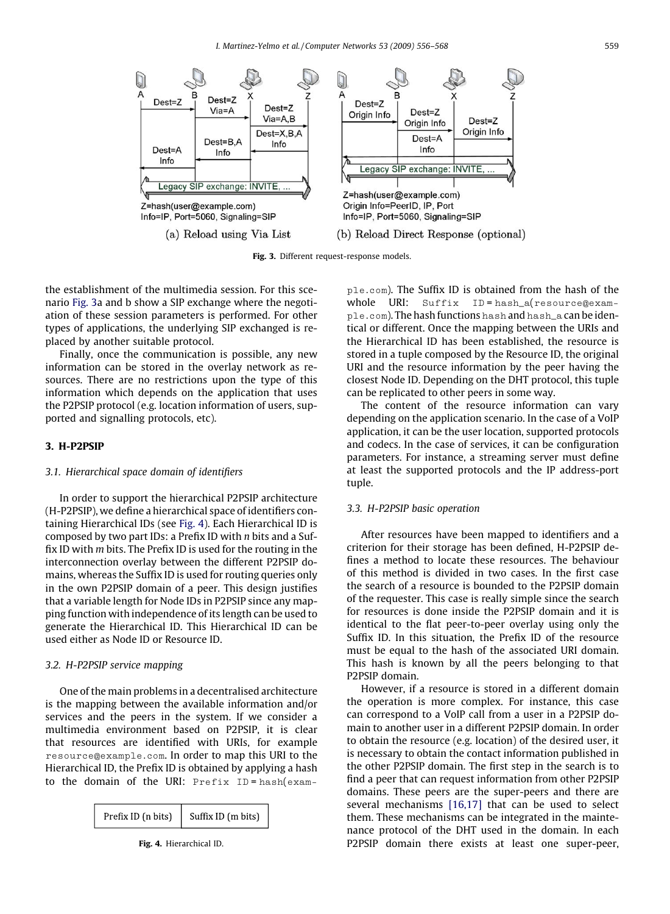Fig. 3. Different request-response models.

the establishment of the multimedia session. For this scenario Fig. 3a and b show a SIP exchange where the negotiation of these session parameters is performed. For other types of applications, the underlying SIP exchanged is replaced by another suitable protocol.

Finally, once the communication is possible, any new information can be stored in the overlay network as resources. There are no restrictions upon the type of this information which depends on the application that uses the P2PSIP protocol (e.g. location information of users, supported and signalling protocols, etc).

## 3. H-P2PSIP

### 3.1. Hierarchical space domain of identifiers

In order to support the hierarchical P2PSIP architecture (H-P2PSIP), we define a hierarchical space of identifiers containing Hierarchical IDs (see Fig. 4). Each Hierarchical ID is composed by two part IDs: a Prefix ID with $n$ bits and a Suffix ID with $m$ bits. The Prefix ID is used for the routing in the interconnection overlay between the different P2PSIP domains, whereas the Suffix ID is used for routing queries only in the own P2PSIP domain of a peer. This design justifies that a variable length for Node IDs in P2PSIP since any mapping function with independence of its length can be used to generate the Hierarchical ID. This Hierarchical ID can be used either as Node ID or Resource ID.

### 3.2. H-P2PSIP service mapping

One of the main problems in a decentralised architecture is the mapping between the available information and/or services and the peers in the system. If we consider a multimedia environment based on P2PSIP, it is clear that resources are identified with URIs, for example `resource@example.com`. In order to map this URI to the Hierarchical ID, the Prefix ID is obtained by applying a hash to the domain of the URI: `Prefix ID = hash(example.com)`. The Suffix ID is obtained from the hash of the whole URI: `Suffix ID = hash_a(resource@example.com)`. The hash functions `hash` and `hash_a` can be identical or different. Once the mapping between the URIs and the Hierarchical ID has been established, the resource is stored in a tuple composed by the Resource ID, the original URI and the resource information by the peer having the closest Node ID. Depending on the DHT protocol, this tuple can be replicated to other peers in some way.

| Prefix ID (n bits) | Suffix ID (m bits) |
|---|---|

Fig. 4. Hierarchical ID.

The content of the resource information can vary depending on the application scenario. In the case of a VoIP application, it can be the user location, supported protocols and codecs. In the case of services, it can be configuration parameters. For instance, a streaming server must define at least the supported protocols and the IP address-port tuple.

### 3.3. H-P2PSIP basic operation

After resources have been mapped to identifiers and a criterion for their storage has been defined, H-P2PSIP defines a method to locate these resources. The behaviour of this method is divided in two cases. In the first case the search of a resource is bounded to the P2PSIP domain of the requester. This case is really simple since the search for resources is done inside the P2PSIP domain and it is identical to the flat peer-to-peer overlay using only the Suffix ID. In this situation, the Prefix ID of the resource must be equal to the hash of the associated URI domain. This hash is known by all the peers belonging to that P2PSIP domain.

However, if a resource is stored in a different domain the operation is more complex. For instance, this case can correspond to a VoIP call from a user in a P2PSIP domain to another user in a different P2PSIP domain. In order to obtain the resource (e.g. location) of the desired user, it is necessary to obtain the contact information published in the other P2PSIP domain. The first step in the search is to find a peer that can request information from other P2PSIP domains. These peers are the super-peers and there are several mechanisms [16,17] that can be used to select them. These mechanisms can be integrated in the maintenance protocol of the DHT used in the domain. In each P2PSIP domain there exists at least one super-peer,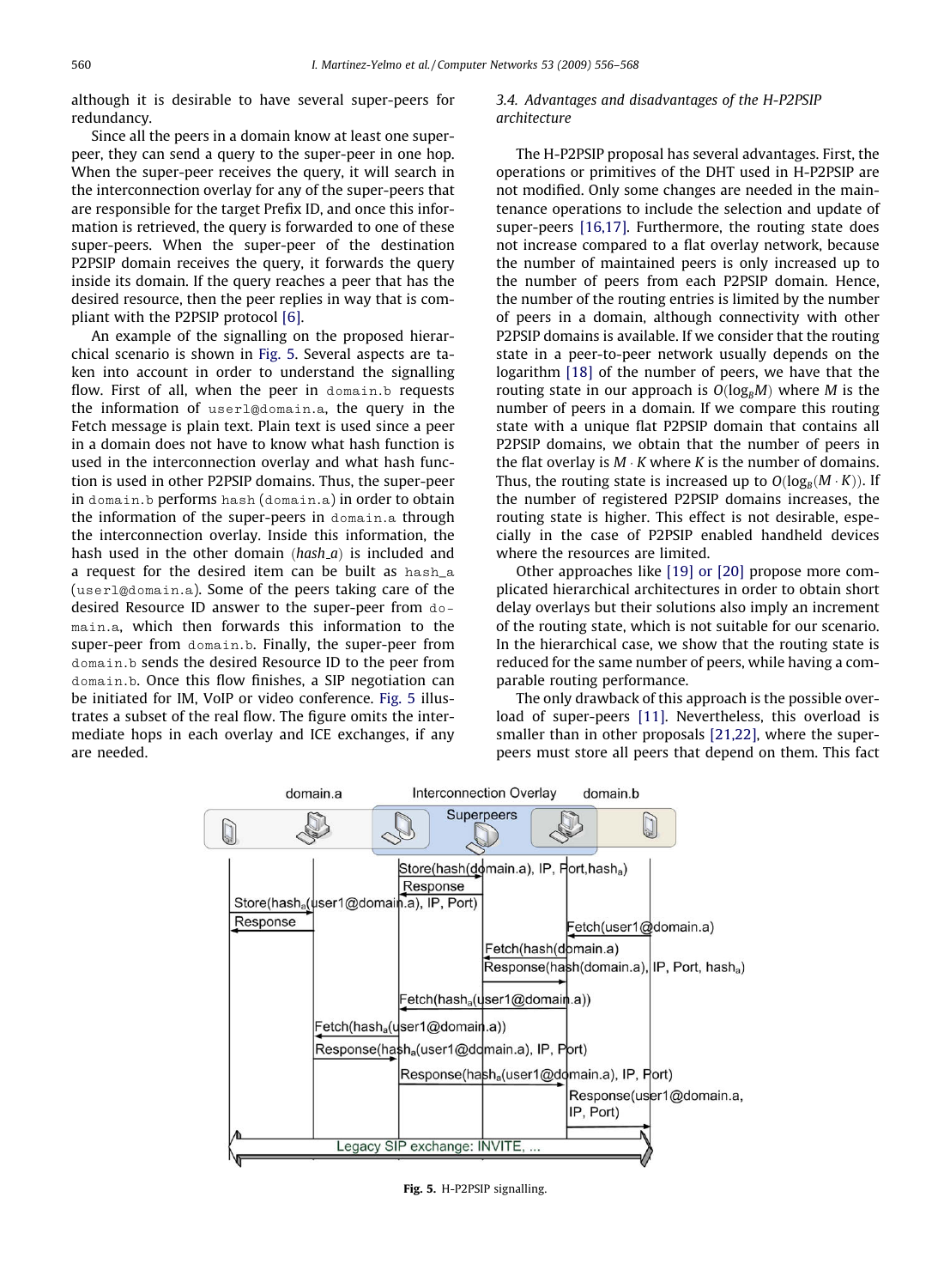although it is desirable to have several super-peers for redundancy.

Since all the peers in a domain know at least one super-peer, they can send a query to the super-peer in one hop. When the super-peer receives the query, it will search in the interconnection overlay for any of the super-peers that are responsible for the target Prefix ID, and once this information is retrieved, the query is forwarded to one of these super-peers. When the super-peer of the destination P2PSIP domain receives the query, it forwards the query inside its domain. If the query reaches a peer that has the desired resource, then the peer replies in way that is compliant with the P2PSIP protocol [6].

An example of the signalling on the proposed hierarchical scenario is shown in Fig. 5. Several aspects are taken into account in order to understand the signalling flow. First of all, when the peer in `domain.b` requests the information of `user1@domain.a`, the query in the Fetch message is plain text. Plain text is used since a peer in a domain does not have to know what hash function is used in the interconnection overlay and what hash function is used in other P2PSIP domains. Thus, the super-peer in `domain.b` performs `hash(domain.a)` in order to obtain the information of the super-peers in `domain.a` through the interconnection overlay. Inside this information, the hash used in the other domain (*hash_a*) is included and a request for the desired item can be built as `hash_a(user1@domain.a)`. Some of the peers taking care of the desired Resource ID answer to the super-peer from `domain.a`, which then forwards this information to the super-peer from `domain.b`. Finally, the super-peer from `domain.b` sends the desired Resource ID to the peer from `domain.b`. Once this flow finishes, a SIP negotiation can be initiated for IM, VoIP or video conference. Fig. 5 illustrates a subset of the real flow. The figure omits the intermediate hops in each overlay and ICE exchanges, if any are needed.

### 3.4. Advantages and disadvantages of the H-P2PSIP architecture

The H-P2PSIP proposal has several advantages. First, the operations or primitives of the DHT used in H-P2PSIP are not modified. Only some changes are needed in the maintenance operations to include the selection and update of super-peers [16,17]. Furthermore, the routing state does not increase compared to a flat overlay network, because the number of maintained peers is only increased up to the number of peers from each P2PSIP domain. Hence, the number of the routing entries is limited by the number of peers in a domain, although connectivity with other P2PSIP domains is available. If we consider that the routing state in a peer-to-peer network usually depends on the logarithm [18] of the number of peers, we have that the routing state in our approach is $O(\log_B M)$ where $M$ is the number of peers in a domain. If we compare this routing state with a unique flat P2PSIP domain that contains all P2PSIP domains, we obtain that the number of peers in the flat overlay is $M \cdot K$ where $K$ is the number of domains. Thus, the routing state is increased up to $O(\log_B(M \cdot K))$. If the number of registered P2PSIP domains increases, the routing state is higher. This effect is not desirable, especially in the case of P2PSIP enabled handheld devices where the resources are limited.

Other approaches like [19] or [20] propose more complicated hierarchical architectures in order to obtain short delay overlays but their solutions also imply an increment of the routing state, which is not suitable for our scenario. In the hierarchical case, we show that the routing state is reduced for the same number of peers, while having a comparable routing performance.

The only drawback of this approach is the possible overload of super-peers [11]. Nevertheless, this overload is smaller than in other proposals [21,22], where the super-peers must store all peers that depend on them. This fact

Fig. 5. H-P2PSIP signalling.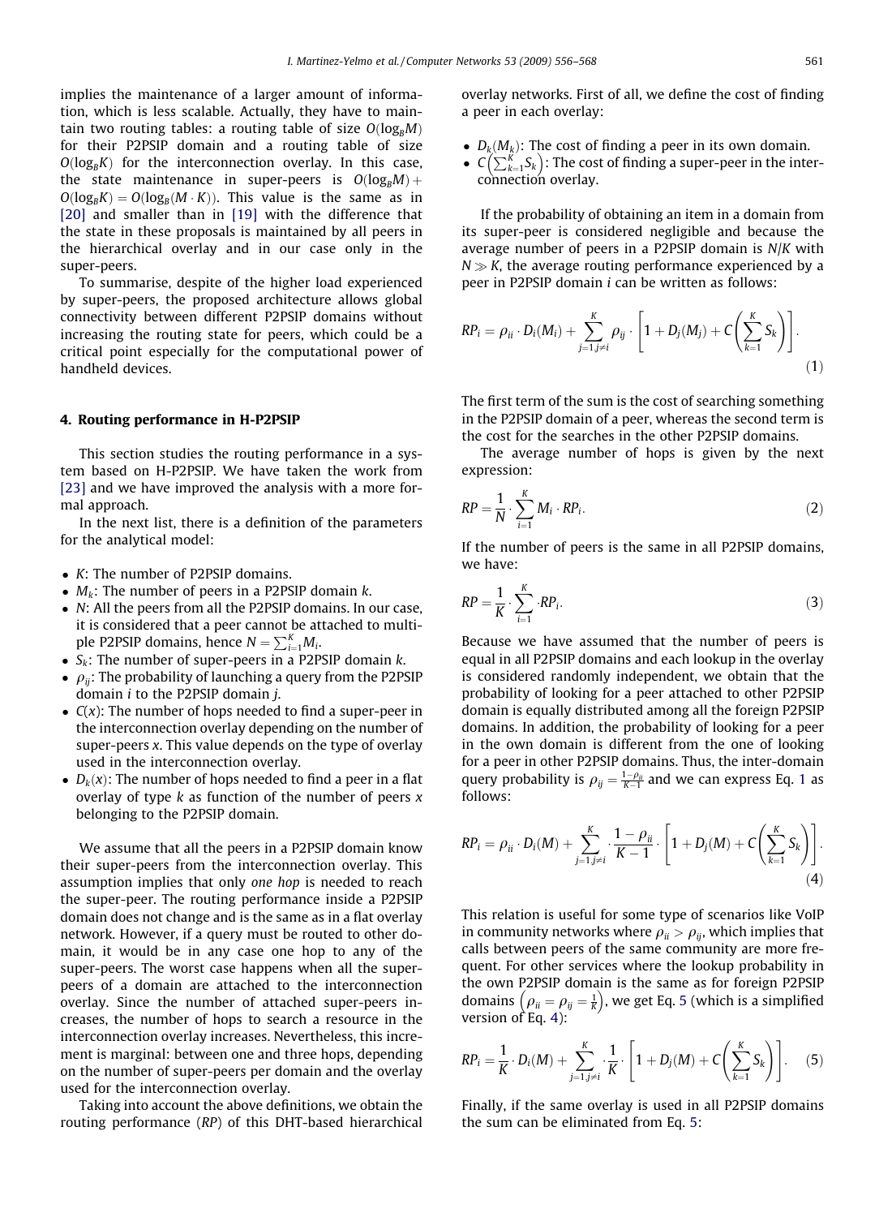implies the maintenance of a larger amount of information, which is less scalable. Actually, they have to maintain two routing tables: a routing table of size $O(\log_B M)$ for their P2PSIP domain and a routing table of size $O(\log_B K)$ for the interconnection overlay. In this case, the state maintenance in super-peers is $O(\log_B M) + O(\log_B K) = O(\log_B(M \cdot K))$. This value is the same as in [20] and smaller than in [19] with the difference that the state in these proposals is maintained by all peers in the hierarchical overlay and in our case only in the super-peers.

To summarise, despite of the higher load experienced by super-peers, the proposed architecture allows global connectivity between different P2PSIP domains without increasing the routing state for peers, which could be a critical point especially for the computational power of handheld devices.

## 4. Routing performance in H-P2PSIP

This section studies the routing performance in a system based on H-P2PSIP. We have taken the work from [23] and we have improved the analysis with a more formal approach.

In the next list, there is a definition of the parameters for the analytical model:

- $K$: The number of P2PSIP domains.
- $M_k$: The number of peers in a P2PSIP domain $k$.
- $N$: All the peers from all the P2PSIP domains. In our case, it is considered that a peer cannot be attached to multiple P2PSIP domains, hence $N = \sum_{i=1}^{K} M_i$.
- $S_k$: The number of super-peers in a P2PSIP domain $k$.
- $\rho_{ij}$: The probability of launching a query from the P2PSIP domain $i$ to the P2PSIP domain $j$.
- $C(x)$: The number of hops needed to find a super-peer in the interconnection overlay depending on the number of super-peers $x$. This value depends on the type of overlay used in the interconnection overlay.
- $D_k(x)$: The number of hops needed to find a peer in a flat overlay of type $k$ as function of the number of peers $x$ belonging to the P2PSIP domain.

We assume that all the peers in a P2PSIP domain know their super-peers from the interconnection overlay. This assumption implies that only *one hop* is needed to reach the super-peer. The routing performance inside a P2PSIP domain does not change and is the same as in a flat overlay network. However, if a query must be routed to other domain, it would be in any case one hop to any of the super-peers. The worst case happens when all the super-peers of a domain are attached to the interconnection overlay. Since the number of attached super-peers increases, the number of hops to search a resource in the interconnection overlay increases. Nevertheless, this increment is marginal: between one and three hops, depending on the number of super-peers per domain and the overlay used for the interconnection overlay.

Taking into account the above definitions, we obtain the routing performance ($RP$) of this DHT-based hierarchical overlay networks. First of all, we define the cost of finding a peer in each overlay:

- $D_k(M_k)$: The cost of finding a peer in its own domain.
- $C\left(\sum_{k=1}^{K} S_k\right)$: The cost of finding a super-peer in the interconnection overlay.

If the probability of obtaining an item in a domain from its super-peer is considered negligible and because the average number of peers in a P2PSIP domain is $N/K$ with $N \gg K$, the average routing performance experienced by a peer in P2PSIP domain $i$ can be written as follows:

$$RP_i = \rho_{ii} \cdot D_i(M_i) + \sum_{j=1, j \neq i}^{K} \rho_{ij} \cdot \left[1 + D_j(M_j) + C\left(\sum_{k=1}^{K} S_k\right)\right]. \tag{1}$$

The first term of the sum is the cost of searching something in the P2PSIP domain of a peer, whereas the second term is the cost for the searches in the other P2PSIP domains.

The average number of hops is given by the next expression:

$$RP = \frac{1}{N} \cdot \sum_{i=1}^{K} M_i \cdot RP_i. \tag{2}$$

If the number of peers is the same in all P2PSIP domains, we have:

$$RP = \frac{1}{K} \cdot \sum_{i=1}^{K} \cdot RP_i. \tag{3}$$

Because we have assumed that the number of peers is equal in all P2PSIP domains and each lookup in the overlay is considered randomly independent, we obtain that the probability of looking for a peer attached to other P2PSIP domain is equally distributed among all the foreign P2PSIP domains. In addition, the probability of looking for a peer in the own domain is different from the one of looking for a peer in other P2PSIP domains. Thus, the inter-domain query probability is $\rho_{ij} = \frac{1-\rho_{ii}}{K-1}$ and we can express Eq. 1 as follows:

$$RP_i = \rho_{ii} \cdot D_i(M) + \sum_{j=1, j \neq i}^{K} \cdot \frac{1-\rho_{ii}}{K-1} \cdot \left[1 + D_j(M) + C\left(\sum_{k=1}^{K} S_k\right)\right]. \tag{4}$$

This relation is useful for some type of scenarios like VoIP in community networks where $\rho_{ii} > \rho_{ij}$, which implies that calls between peers of the same community are more frequent. For other services where the lookup probability in the own P2PSIP domain is the same as for foreign P2PSIP domains $\left(\rho_{ii} = \rho_{ij} = \frac{1}{K}\right)$, we get Eq. 5 (which is a simplified version of Eq. 4):

$$RP_i = \frac{1}{K} \cdot D_i(M) + \sum_{j=1, j \neq i}^{K} \cdot \frac{1}{K} \cdot \left[1 + D_j(M) + C\left(\sum_{k=1}^{K} S_k\right)\right]. \tag{5}$$

Finally, if the same overlay is used in all P2PSIP domains the sum can be eliminated from Eq. 5: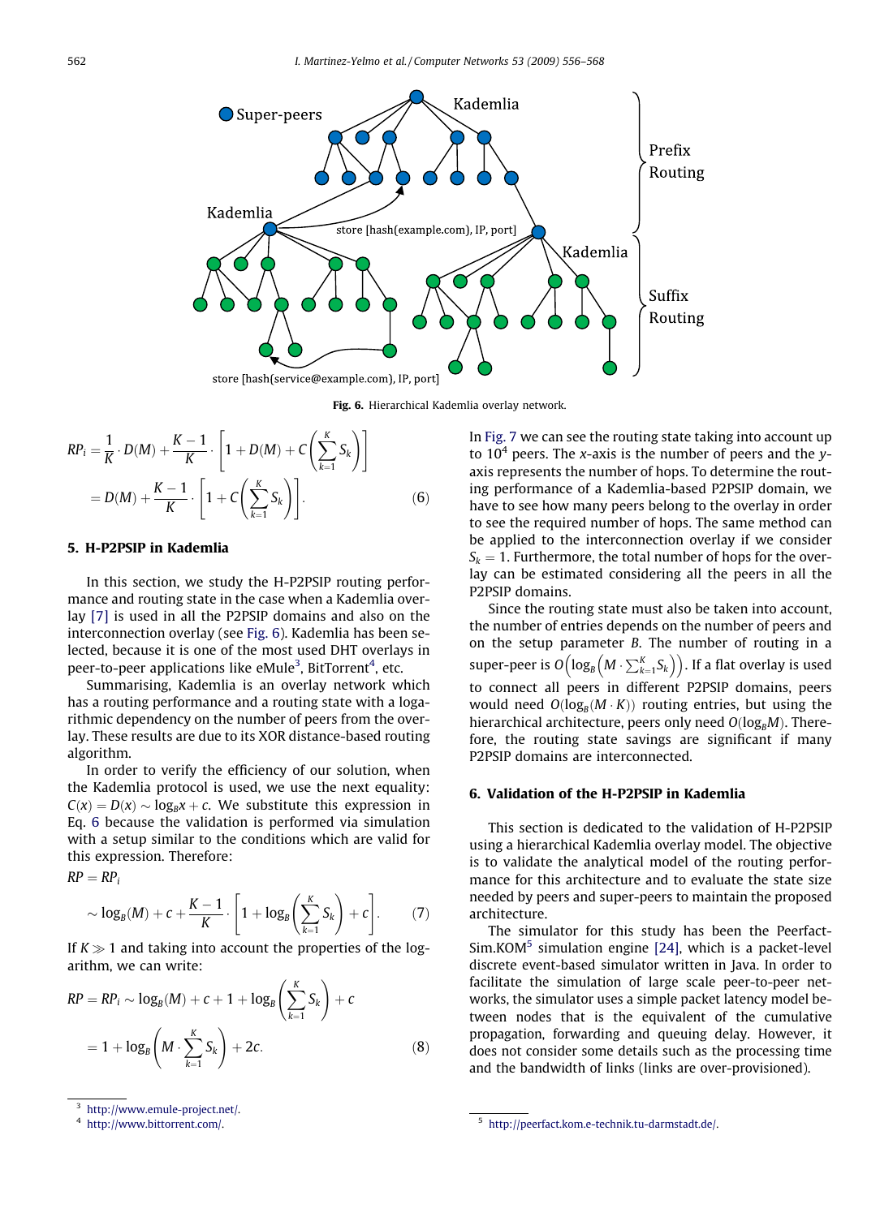Fig. 6. Hierarchical Kademlia overlay network.

$$RP_i = \frac{1}{K} \cdot D(M) + \frac{K-1}{K} \cdot \left[1 + D(M) + C\left(\sum_{k=1}^{K} S_k\right)\right]$$
$$= D(M) + \frac{K-1}{K} \cdot \left[1 + C\left(\sum_{k=1}^{K} S_k\right)\right]. \quad (6)$$

## 5. H-P2PSIP in Kademlia

In this section, we study the H-P2PSIP routing performance and routing state in the case when a Kademlia overlay [7] is used in all the P2PSIP domains and also on the interconnection overlay (see Fig. 6). Kademlia has been selected, because it is one of the most used DHT overlays in peer-to-peer applications like eMule[3], BitTorrent[4], etc.

Summarising, Kademlia is an overlay network which has a routing performance and a routing state with a logarithmic dependency on the number of peers from the overlay. These results are due to its XOR distance-based routing algorithm.

In order to verify the efficiency of our solution, when the Kademlia protocol is used, we use the next equality: $C(x) = D(x) \sim \log_B x + c$. We substitute this expression in Eq. 6 because the validation is performed via simulation with a setup similar to the conditions which are valid for this expression. Therefore:

$$RP = RP_i$$
$$\sim \log_B(M) + c + \frac{K-1}{K} \cdot \left[1 + \log_B\left(\sum_{k=1}^{K} S_k\right) + c\right]. \quad (7)$$

If $K \gg 1$ and taking into account the properties of the logarithm, we can write:

$$RP = RP_i \sim \log_B(M) + c + 1 + \log_B\left(\sum_{k=1}^{K} S_k\right) + c$$
$$= 1 + \log_B\left(M \cdot \sum_{k=1}^{K} S_k\right) + 2c. \quad (8)$$

In Fig. 7 we can see the routing state taking into account up to $10^4$ peers. The $x$-axis is the number of peers and the $y$-axis represents the number of hops. To determine the routing performance of a Kademlia-based P2PSIP domain, we have to see how many peers belong to the overlay in order to see the required number of hops. The same method can be applied to the interconnection overlay if we consider $S_k = 1$. Furthermore, the total number of hops for the overlay can be estimated considering all the peers in all the P2PSIP domains.

Since the routing state must also be taken into account, the number of entries depends on the number of peers and on the setup parameter $B$. The number of routing in a super-peer is $O\left(\log_B\left(M \cdot \sum_{k=1}^{K} S_k\right)\right)$. If a flat overlay is used to connect all peers in different P2PSIP domains, peers would need $O(\log_B(M \cdot K))$ routing entries, but using the hierarchical architecture, peers only need $O(\log_B M)$. Therefore, the routing state savings are significant if many P2PSIP domains are interconnected.

## 6. Validation of the H-P2PSIP in Kademlia

This section is dedicated to the validation of H-P2PSIP using a hierarchical Kademlia overlay model. The objective is to validate the analytical model of the routing performance for this architecture and to evaluate the state size needed by peers and super-peers to maintain the proposed architecture.

The simulator for this study has been the Peerfact-Sim.KOM[5] simulation engine [24], which is a packet-level discrete event-based simulator written in Java. In order to facilitate the simulation of large scale peer-to-peer networks, the simulator uses a simple packet latency model between nodes that is the equivalent of the cumulative propagation, forwarding and queuing delay. However, it does not consider some details such as the processing time and the bandwidth of links (links are over-provisioned).

---

[3] http://www.emule-project.net/.

[4] http://www.bittorrent.com/.

[5] http://peerfact.kom.e-technik.tu-darmstadt.de/.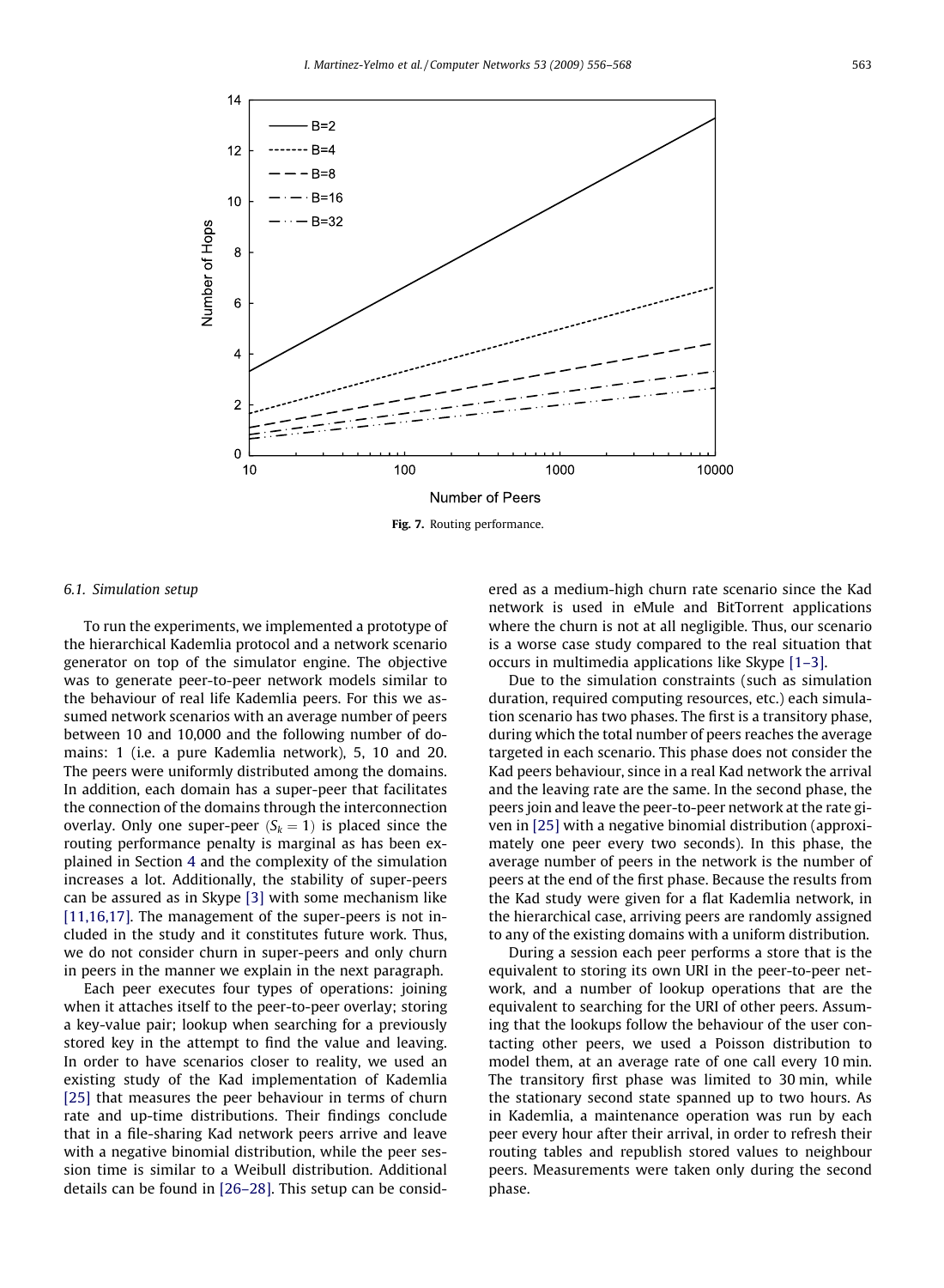Fig. 7. Routing performance.

### 6.1. Simulation setup

To run the experiments, we implemented a prototype of the hierarchical Kademlia protocol and a network scenario generator on top of the simulator engine. The objective was to generate peer-to-peer network models similar to the behaviour of real life Kademlia peers. For this we assumed network scenarios with an average number of peers between 10 and 10,000 and the following number of domains: 1 (i.e. a pure Kademlia network), 5, 10 and 20. The peers were uniformly distributed among the domains. In addition, each domain has a super-peer that facilitates the connection of the domains through the interconnection overlay. Only one super-peer ($S_k = 1$) is placed since the routing performance penalty is marginal as has been explained in Section 4 and the complexity of the simulation increases a lot. Additionally, the stability of super-peers can be assured as in Skype [3] with some mechanism like [11,16,17]. The management of the super-peers is not included in the study and it constitutes future work. Thus, we do not consider churn in super-peers and only churn in peers in the manner we explain in the next paragraph.

Each peer executes four types of operations: joining when it attaches itself to the peer-to-peer overlay; storing a key-value pair; lookup when searching for a previously stored key in the attempt to find the value and leaving. In order to have scenarios closer to reality, we used an existing study of the Kad implementation of Kademlia [25] that measures the peer behaviour in terms of churn rate and up-time distributions. Their findings conclude that in a file-sharing Kad network peers arrive and leave with a negative binomial distribution, while the peer session time is similar to a Weibull distribution. Additional details can be found in [26–28]. This setup can be considered as a medium-high churn rate scenario since the Kad network is used in eMule and BitTorrent applications where the churn is not at all negligible. Thus, our scenario is a worse case study compared to the real situation that occurs in multimedia applications like Skype [1–3].

Due to the simulation constraints (such as simulation duration, required computing resources, etc.) each simulation scenario has two phases. The first is a transitory phase, during which the total number of peers reaches the average targeted in each scenario. This phase does not consider the Kad peers behaviour, since in a real Kad network the arrival and the leaving rate are the same. In the second phase, the peers join and leave the peer-to-peer network at the rate given in [25] with a negative binomial distribution (approximately one peer every two seconds). In this phase, the average number of peers in the network is the number of peers at the end of the first phase. Because the results from the Kad study were given for a flat Kademlia network, in the hierarchical case, arriving peers are randomly assigned to any of the existing domains with a uniform distribution.

During a session each peer performs a store that is the equivalent to storing its own URI in the peer-to-peer network, and a number of lookup operations that are the equivalent to searching for the URI of other peers. Assuming that the lookups follow the behaviour of the user contacting other peers, we used a Poisson distribution to model them, at an average rate of one call every 10 min. The transitory first phase was limited to 30 min, while the stationary second state spanned up to two hours. As in Kademlia, a maintenance operation was run by each peer every hour after their arrival, in order to refresh their routing tables and republish stored values to neighbour peers. Measurements were taken only during the second phase.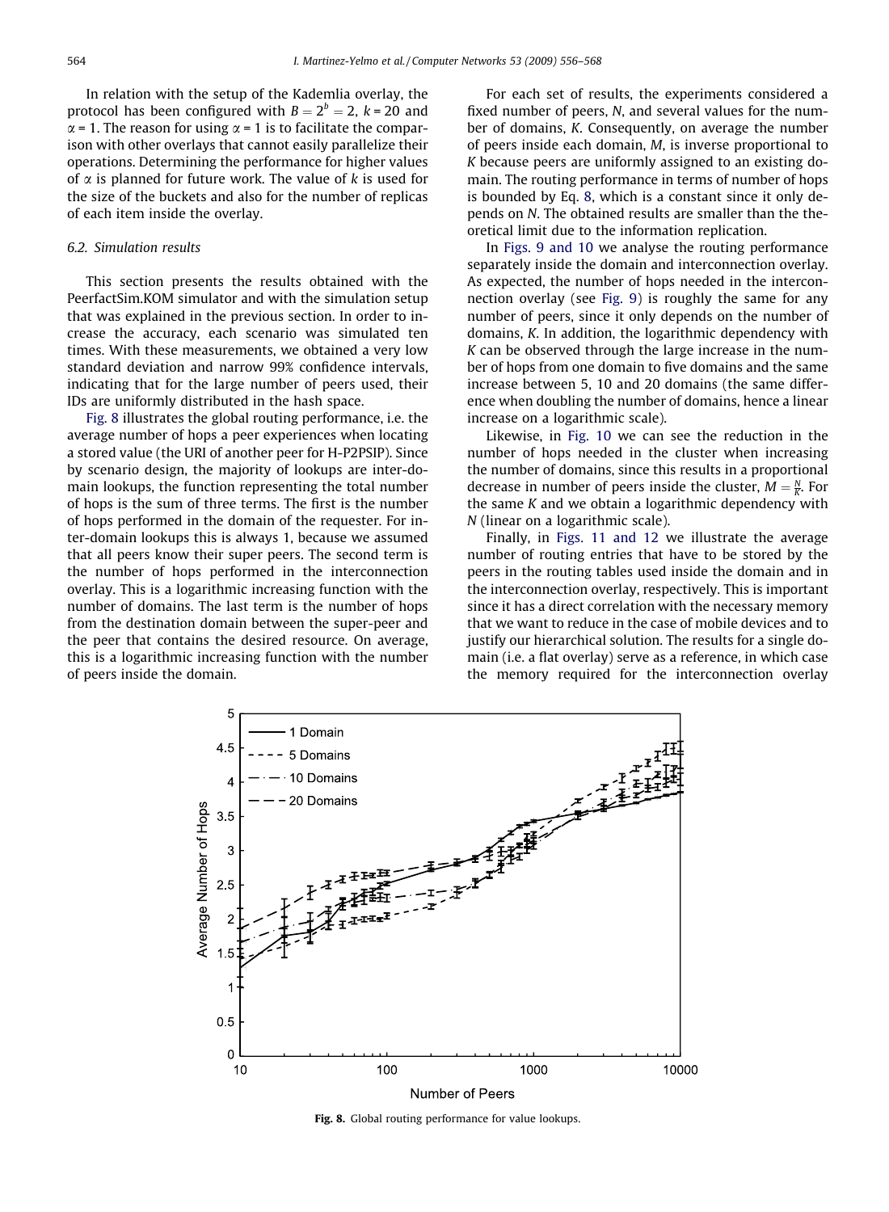In relation with the setup of the Kademlia overlay, the protocol has been configured with $B = 2^b = 2$, $k = 20$ and $\alpha = 1$. The reason for using $\alpha = 1$ is to facilitate the comparison with other overlays that cannot easily parallelize their operations. Determining the performance for higher values of $\alpha$ is planned for future work. The value of $k$ is used for the size of the buckets and also for the number of replicas of each item inside the overlay.

### 6.2. Simulation results

This section presents the results obtained with the PeerfactSim.KOM simulator and with the simulation setup that was explained in the previous section. In order to increase the accuracy, each scenario was simulated ten times. With these measurements, we obtained a very low standard deviation and narrow 99% confidence intervals, indicating that for the large number of peers used, their IDs are uniformly distributed in the hash space.

Fig. 8 illustrates the global routing performance, i.e. the average number of hops a peer experiences when locating a stored value (the URI of another peer for H-P2PSIP). Since by scenario design, the majority of lookups are inter-domain lookups, the function representing the total number of hops is the sum of three terms. The first is the number of hops performed in the domain of the requester. For inter-domain lookups this is always 1, because we assumed that all peers know their super peers. The second term is the number of hops performed in the interconnection overlay. This is a logarithmic increasing function with the number of domains. The last term is the number of hops from the destination domain between the super-peer and the peer that contains the desired resource. On average, this is a logarithmic increasing function with the number of peers inside the domain.

For each set of results, the experiments considered a fixed number of peers, $N$, and several values for the number of domains, $K$. Consequently, on average the number of peers inside each domain, $M$, is inverse proportional to $K$ because peers are uniformly assigned to an existing domain. The routing performance in terms of number of hops is bounded by Eq. 8, which is a constant since it only depends on $N$. The obtained results are smaller than the theoretical limit due to the information replication.

In Figs. 9 and 10 we analyse the routing performance separately inside the domain and interconnection overlay. As expected, the number of hops needed in the interconnection overlay (see Fig. 9) is roughly the same for any number of peers, since it only depends on the number of domains, $K$. In addition, the logarithmic dependency with $K$ can be observed through the large increase in the number of hops from one domain to five domains and the same increase between 5, 10 and 20 domains (the same difference when doubling the number of domains, hence a linear increase on a logarithmic scale).

Likewise, in Fig. 10 we can see the reduction in the number of hops needed in the cluster when increasing the number of domains, since this results in a proportional decrease in number of peers inside the cluster, $M = \frac{N}{K}$. For the same $K$ and we obtain a logarithmic dependency with $N$ (linear on a logarithmic scale).

Finally, in Figs. 11 and 12 we illustrate the average number of routing entries that have to be stored by the peers in the routing tables used inside the domain and in the interconnection overlay, respectively. This is important since it has a direct correlation with the necessary memory that we want to reduce in the case of mobile devices and to justify our hierarchical solution. The results for a single domain (i.e. a flat overlay) serve as a reference, in which case the memory required for the interconnection overlay

**Fig. 8.** Global routing performance for value lookups.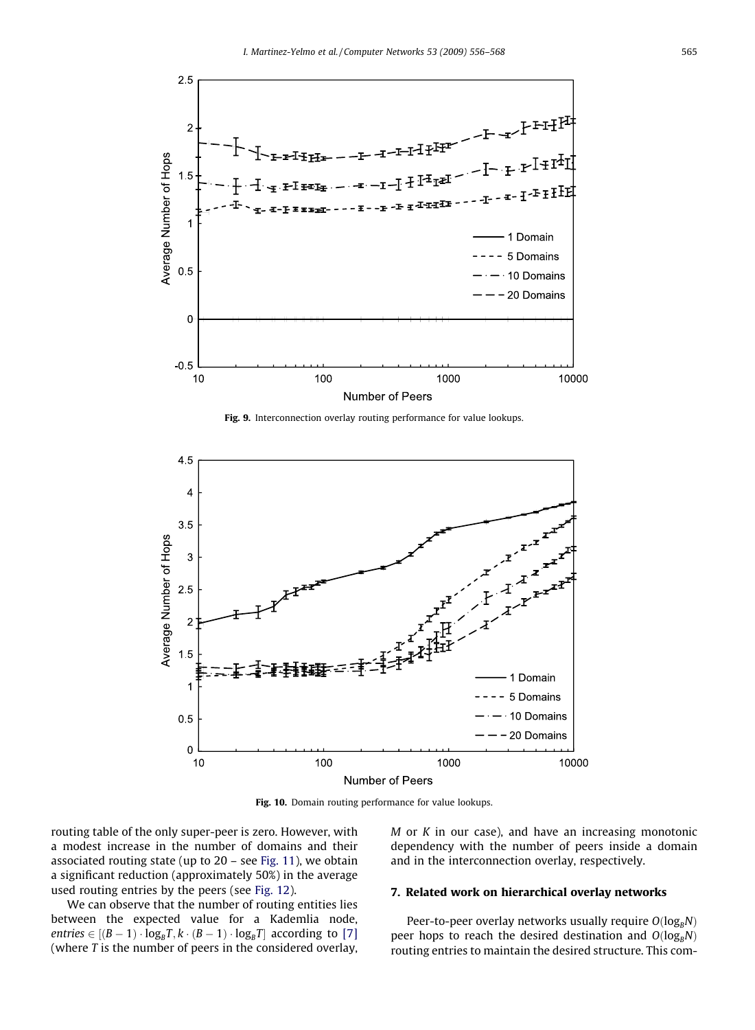Fig. 9. Interconnection overlay routing performance for value lookups.

Fig. 10. Domain routing performance for value lookups.

routing table of the only super-peer is zero. However, with a modest increase in the number of domains and their associated routing state (up to 20 – see Fig. 11), we obtain a significant reduction (approximately 50%) in the average used routing entries by the peers (see Fig. 12).

We can observe that the number of routing entities lies between the expected value for a Kademlia node, $entries \in [(B-1) \cdot \log_B T, k \cdot (B-1) \cdot \log_B T]$ according to [7] (where $T$ is the number of peers in the considered overlay, $M$ or $K$ in our case), and have an increasing monotonic dependency with the number of peers inside a domain and in the interconnection overlay, respectively.

## 7. Related work on hierarchical overlay networks

Peer-to-peer overlay networks usually require $O(\log_B N)$ peer hops to reach the desired destination and $O(\log_B N)$ routing entries to maintain the desired structure. This com-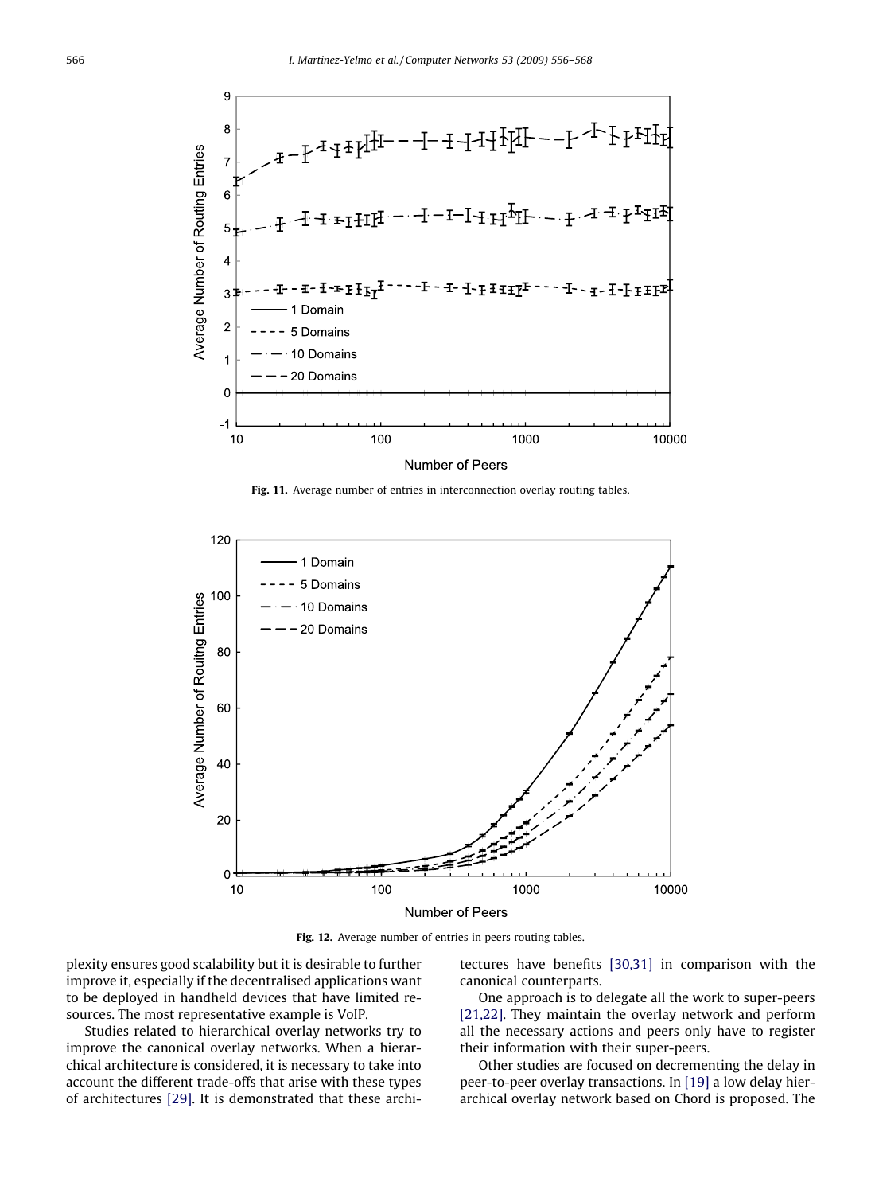Fig. 11. Average number of entries in interconnection overlay routing tables.

Fig. 12. Average number of entries in peers routing tables.

plexity ensures good scalability but it is desirable to further improve it, especially if the decentralised applications want to be deployed in handheld devices that have limited resources. The most representative example is VoIP.

Studies related to hierarchical overlay networks try to improve the canonical overlay networks. When a hierarchical architecture is considered, it is necessary to take into account the different trade-offs that arise with these types of architectures [29]. It is demonstrated that these architectures have benefits [30,31] in comparison with the canonical counterparts.

One approach is to delegate all the work to super-peers [21,22]. They maintain the overlay network and perform all the necessary actions and peers only have to register their information with their super-peers.

Other studies are focused on decrementing the delay in peer-to-peer overlay transactions. In [19] a low delay hierarchical overlay network based on Chord is proposed. The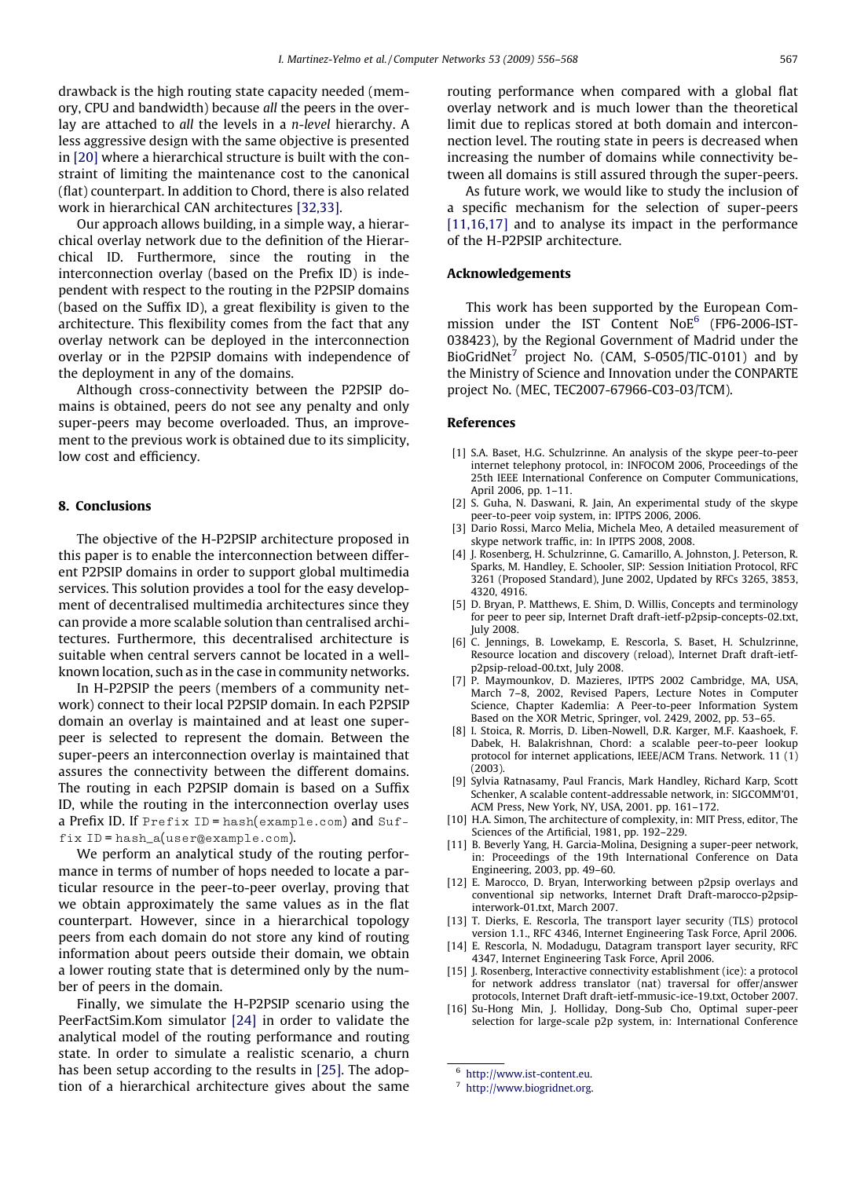drawback is the high routing state capacity needed (memory, CPU and bandwidth) because *all* the peers in the overlay are attached to *all* the levels in a *n-level* hierarchy. A less aggressive design with the same objective is presented in [20] where a hierarchical structure is built with the constraint of limiting the maintenance cost to the canonical (flat) counterpart. In addition to Chord, there is also related work in hierarchical CAN architectures [32,33].

Our approach allows building, in a simple way, a hierarchical overlay network due to the definition of the Hierarchical ID. Furthermore, since the routing in the interconnection overlay (based on the Prefix ID) is independent with respect to the routing in the P2PSIP domains (based on the Suffix ID), a great flexibility is given to the architecture. This flexibility comes from the fact that any overlay network can be deployed in the interconnection overlay or in the P2PSIP domains with independence of the deployment in any of the domains.

Although cross-connectivity between the P2PSIP domains is obtained, peers do not see any penalty and only super-peers may become overloaded. Thus, an improvement to the previous work is obtained due to its simplicity, low cost and efficiency.

## 8. Conclusions

The objective of the H-P2PSIP architecture proposed in this paper is to enable the interconnection between different P2PSIP domains in order to support global multimedia services. This solution provides a tool for the easy development of decentralised multimedia architectures since they can provide a more scalable solution than centralised architectures. Furthermore, this decentralised architecture is suitable when central servers cannot be located in a well-known location, such as in the case in community networks.

In H-P2PSIP the peers (members of a community network) connect to their local P2PSIP domain. In each P2PSIP domain an overlay is maintained and at least one super-peer is selected to represent the domain. Between the super-peers an interconnection overlay is maintained that assures the connectivity between the different domains. The routing in each P2PSIP domain is based on a Suffix ID, while the routing in the interconnection overlay uses a Prefix ID. If `Prefix ID = hash(example.com)` and `Suffix ID = hash_a(user@example.com)`.

We perform an analytical study of the routing performance in terms of number of hops needed to locate a particular resource in the peer-to-peer overlay, proving that we obtain approximately the same values as in the flat counterpart. However, since in a hierarchical topology peers from each domain do not store any kind of routing information about peers outside their domain, we obtain a lower routing state that is determined only by the number of peers in the domain.

Finally, we simulate the H-P2PSIP scenario using the PeerFactSim.Kom simulator [24] in order to validate the analytical model of the routing performance and routing state. In order to simulate a realistic scenario, a churn has been setup according to the results in [25]. The adoption of a hierarchical architecture gives about the same routing performance when compared with a global flat overlay network and is much lower than the theoretical limit due to replicas stored at both domain and interconnection level. The routing state in peers is decreased when increasing the number of domains while connectivity between all domains is still assured through the super-peers.

As future work, we would like to study the inclusion of a specific mechanism for the selection of super-peers [11,16,17] and to analyse its impact in the performance of the H-P2PSIP architecture.

## Acknowledgements

This work has been supported by the European Commission under the IST Content NoE[6] (FP6-2006-IST-038423), by the Regional Government of Madrid under the BioGridNet[7] project No. (CAM, S-0505/TIC-0101) and by the Ministry of Science and Innovation under the CONPARTE project No. (MEC, TEC2007-67966-C03-03/TCM).

## References

[1] S.A. Baset, H.G. Schulzrinne. An analysis of the skype peer-to-peer internet telephony protocol, in: INFOCOM 2006, Proceedings of the 25th IEEE International Conference on Computer Communications, April 2006, pp. 1–11.

[2] S. Guha, N. Daswani, R. Jain, An experimental study of the skype peer-to-peer voip system, in: IPTPS 2006, 2006.

[3] Dario Rossi, Marco Melia, Michela Meo, A detailed measurement of skype network traffic, in: In IPTPS 2008, 2008.

[4] J. Rosenberg, H. Schulzrinne, G. Camarillo, A. Johnston, J. Peterson, R. Sparks, M. Handley, E. Schooler, SIP: Session Initiation Protocol, RFC 3261 (Proposed Standard), June 2002, Updated by RFCs 3265, 3853, 4320, 4916.

[5] D. Bryan, P. Matthews, E. Shim, D. Willis, Concepts and terminology for peer to peer sip, Internet Draft draft-ietf-p2psip-concepts-02.txt, July 2008.

[6] C. Jennings, B. Lowekamp, E. Rescorla, S. Baset, H. Schulzrinne, Resource location and discovery (reload), Internet Draft draft-ietf-p2psip-reload-00.txt, July 2008.

[7] P. Maymounkov, D. Mazieres, IPTPS 2002 Cambridge, MA, USA, March 7–8, 2002, Revised Papers, Lecture Notes in Computer Science, Chapter Kademlia: A Peer-to-peer Information System Based on the XOR Metric, Springer, vol. 2429, 2002, pp. 53–65.

[8] I. Stoica, R. Morris, D. Liben-Nowell, D.R. Karger, M.F. Kaashoek, F. Dabek, H. Balakrishnan, Chord: a scalable peer-to-peer lookup protocol for internet applications, IEEE/ACM Trans. Network. 11 (1) (2003).

[9] Sylvia Ratnasamy, Paul Francis, Mark Handley, Richard Karp, Scott Schenker, A scalable content-addressable network, in: SIGCOMM'01, ACM Press, New York, NY, USA, 2001. pp. 161–172.

[10] H.A. Simon, The architecture of complexity, in: MIT Press, editor, The Sciences of the Artificial, 1981, pp. 192–229.

[11] B. Beverly Yang, H. Garcia-Molina, Designing a super-peer network, in: Proceedings of the 19th International Conference on Data Engineering, 2003, pp. 49–60.

[12] E. Marocco, D. Bryan, Interworking between p2psip overlays and conventional sip networks, Internet Draft Draft-marocco-p2psip-interwork-01.txt, March 2007.

[13] T. Dierks, E. Rescorla, The transport layer security (TLS) protocol version 1.1., RFC 4346, Internet Engineering Task Force, April 2006.

[14] E. Rescorla, N. Modadugu, Datagram transport layer security, RFC 4347, Internet Engineering Task Force, April 2006.

[15] J. Rosenberg, Interactive connectivity establishment (ice): a protocol for network address translator (nat) traversal for offer/answer protocols, Internet Draft draft-ietf-mmusic-ice-19.txt, October 2007.

[16] Su-Hong Min, J. Holliday, Dong-Sub Cho, Optimal super-peer selection for large-scale p2p system, in: International Conference

[6] http://www.ist-content.eu.

[7] http://www.biogridnet.org.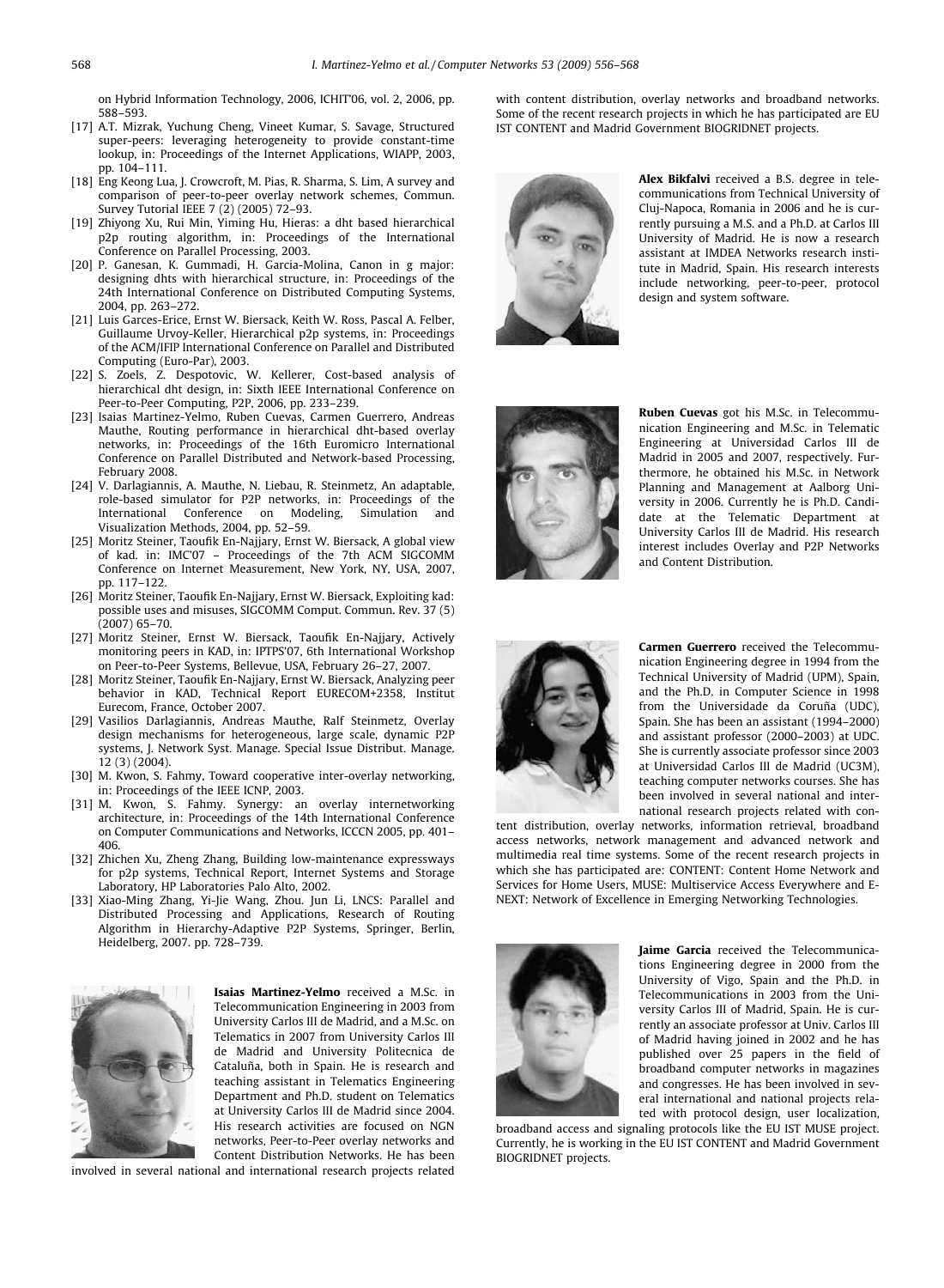on Hybrid Information Technology, 2006, ICHIT'06, vol. 2, 2006, pp. 588–593.

[17] A.T. Mizrak, Yuchung Cheng, Vineet Kumar, S. Savage, Structured super-peers: leveraging heterogeneity to provide constant-time lookup, in: Proceedings of the Internet Applications, WIAPP, 2003, pp. 104–111.

[18] Eng Keong Lua, J. Crowcroft, M. Pias, R. Sharma, S. Lim, A survey and comparison of peer-to-peer overlay network schemes, Commun. Survey Tutorial IEEE 7 (2) (2005) 72–93.

[19] Zhiyong Xu, Rui Min, Yiming Hu, Hieras: a dht based hierarchical p2p routing algorithm, in: Proceedings of the International Conference on Parallel Processing, 2003.

[20] P. Ganesan, K. Gummadi, H. Garcia-Molina, Canon in g major: designing dhts with hierarchical structure, in: Proceedings of the 24th International Conference on Distributed Computing Systems, 2004, pp. 263–272.

[21] Luis Garces-Erice, Ernst W. Biersack, Keith W. Ross, Pascal A. Felber, Guillaume Urvoy-Keller, Hierarchical p2p systems, in: Proceedings of the ACM/IFIP International Conference on Parallel and Distributed Computing (Euro-Par), 2003.

[22] S. Zoels, Z. Despotovic, W. Kellerer, Cost-based analysis of hierarchical dht design, in: Sixth IEEE International Conference on Peer-to-Peer Computing, P2P, 2006, pp. 233–239.

[23] Isaias Martinez-Yelmo, Ruben Cuevas, Carmen Guerrero, Andreas Mauthe, Routing performance in hierarchical dht-based overlay networks, in: Proceedings of the 16th Euromicro International Conference on Parallel Distributed and Network-based Processing, February 2008.

[24] V. Darlagiannis, A. Mauthe, N. Liebau, R. Steinmetz, An adaptable, role-based simulator for P2P networks, in: Proceedings of the International Conference on Modeling, Simulation and Visualization Methods, 2004, pp. 52–59.

[25] Moritz Steiner, Taoufik En-Najjary, Ernst W. Biersack, A global view of kad. in: IMC'07 – Proceedings of the 7th ACM SIGCOMM Conference on Internet Measurement, New York, NY, USA, 2007, pp. 117–122.

[26] Moritz Steiner, Taoufik En-Najjary, Ernst W. Biersack, Exploiting kad: possible uses and misuses, SIGCOMM Comput. Commun. Rev. 37 (5) (2007) 65–70.

[27] Moritz Steiner, Ernst W. Biersack, Taoufik En-Najjary, Actively monitoring peers in KAD, in: IPTPS'07, 6th International Workshop on Peer-to-Peer Systems, Bellevue, USA, February 26–27, 2007.

[28] Moritz Steiner, Taoufik En-Najjary, Ernst W. Biersack, Analyzing peer behavior in KAD, Technical Report EURECOM+2358, Institut Eurecom, France, October 2007.

[29] Vasilios Darlagiannis, Andreas Mauthe, Ralf Steinmetz, Overlay design mechanisms for heterogeneous, large scale, dynamic P2P systems, J. Network Syst. Manage. Special Issue Distribut. Manage. 12 (3) (2004).

[30] M. Kwon, S. Fahmy, Toward cooperative inter-overlay networking, in: Proceedings of the IEEE ICNP, 2003.

[31] M. Kwon, S. Fahmy. Synergy: an overlay internetworking architecture, in: Proceedings of the 14th International Conference on Computer Communications and Networks, ICCCN 2005, pp. 401–406.

[32] Zhichen Xu, Zheng Zhang, Building low-maintenance expressways for p2p systems, Technical Report, Internet Systems and Storage Laboratory, HP Laboratories Palo Alto, 2002.

[33] Xiao-Ming Zhang, Yi-Jie Wang, Zhou. Jun Li, LNCS: Parallel and Distributed Processing and Applications, Research of Routing Algorithm in Hierarchy-Adaptive P2P Systems, Springer, Berlin, Heidelberg, 2007. pp. 728–739.

**Isaias Martinez-Yelmo** received a M.Sc. in Telecommunication Engineering in 2003 from University Carlos III de Madrid, and a M.Sc. on Telematics in 2007 from University Carlos III de Madrid and University Politecnica de Cataluña, both in Spain. He is research and teaching assistant in Telematics Engineering Department and Ph.D. student on Telematics at University Carlos III de Madrid since 2004. His research activities are focused on NGN networks, Peer-to-Peer overlay networks and Content Distribution Networks. He has been involved in several national and international research projects related with content distribution, overlay networks and broadband networks. Some of the recent research projects in which he has participated are EU IST CONTENT and Madrid Government BIOGRIDNET projects.

**Alex Bikfalvi** received a B.S. degree in telecommunications from Technical University of Cluj-Napoca, Romania in 2006 and he is currently pursuing a M.S. and a Ph.D. at Carlos III University of Madrid. He is now a research assistant at IMDEA Networks research institute in Madrid, Spain. His research interests include networking, peer-to-peer, protocol design and system software.

**Ruben Cuevas** got his M.Sc. in Telecommunication Engineering and M.Sc. in Telematic Engineering at Universidad Carlos III de Madrid in 2005 and 2007, respectively. Furthermore, he obtained his M.Sc. in Network Planning and Management at Aalborg University in 2006. Currently he is Ph.D. Candidate at the Telematic Department at University Carlos III de Madrid. His research interest includes Overlay and P2P Networks and Content Distribution.

**Carmen Guerrero** received the Telecommunication Engineering degree in 1994 from the Technical University of Madrid (UPM), Spain, and the Ph.D. in Computer Science in 1998 from the Universidade da Coruña (UDC), Spain. She has been an assistant (1994–2000) and assistant professor (2000–2003) at UDC. She is currently associate professor since 2003 at Universidad Carlos III de Madrid (UC3M), teaching computer networks courses. She has been involved in several national and international research projects related with content distribution, overlay networks, information retrieval, broadband access networks, network management and advanced network and multimedia real time systems. Some of the recent research projects in which she has participated are: CONTENT: Content Home Network and Services for Home Users, MUSE: Multiservice Access Everywhere and E-NEXT: Network of Excellence in Emerging Networking Technologies.

**Jaime Garcia** received the Telecommunications Engineering degree in 2000 from the University of Vigo, Spain and the Ph.D. in Telecommunications in 2003 from the University Carlos III of Madrid, Spain. He is currently an associate professor at Univ. Carlos III of Madrid having joined in 2002 and he has published over 25 papers in the field of broadband computer networks in magazines and congresses. He has been involved in several international and national projects related with protocol design, user localization, broadband access and signaling protocols like the EU IST MUSE project. Currently, he is working in the EU IST CONTENT and Madrid Government BIOGRIDNET projects.